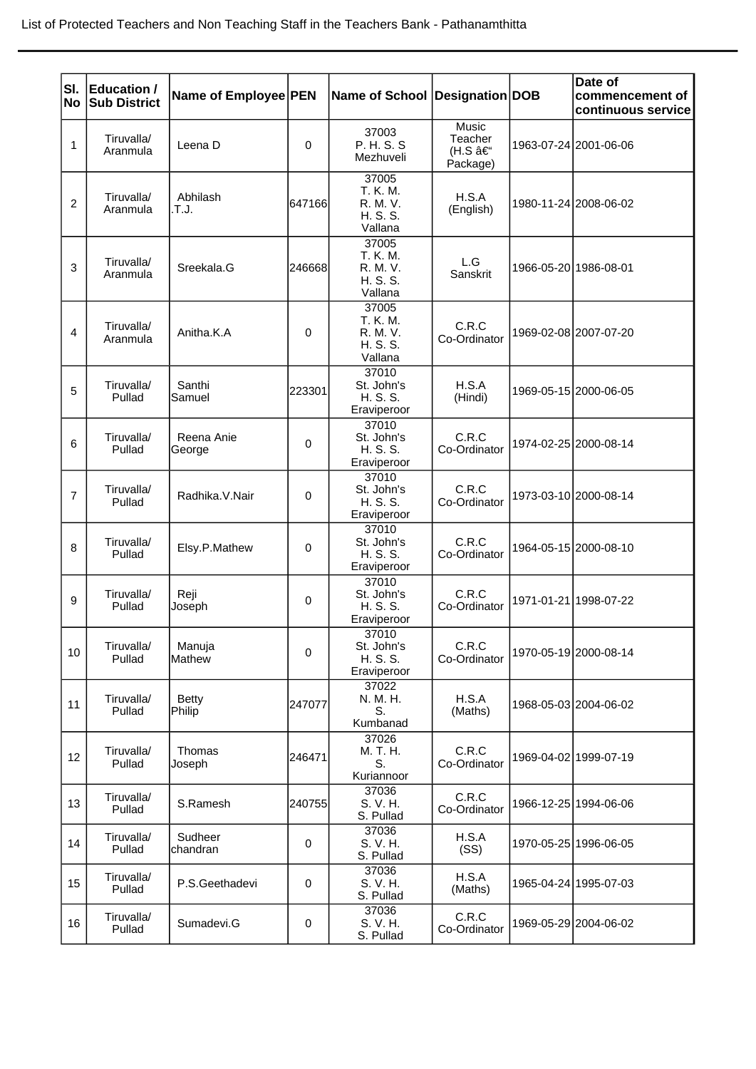List of Protected Teachers and Non Teaching Staff in the Teachers Bank - Pathanamthitta

| Sl. No | Education / Sub District | Name of Employee | PEN | Name of School | Designation | DOB | Date of commencement of continuous service |
|---|---|---|---|---|---|---|---|
| 1 | Tiruvalla/ Aranmula | Leena D | 0 | 37003 P. H. S. S Mezhuveli | Music Teacher (H.S â€“ Package) | 1963-07-24 | 2001-06-06 |
| 2 | Tiruvalla/ Aranmula | Abhilash .T.J. | 647166 | 37005 T. K. M. R. M. V. H. S. S. Vallana | H.S.A (English) | 1980-11-24 | 2008-06-02 |
| 3 | Tiruvalla/ Aranmula | Sreekala.G | 246668 | 37005 T. K. M. R. M. V. H. S. S. Vallana | L.G Sanskrit | 1966-05-20 | 1986-08-01 |
| 4 | Tiruvalla/ Aranmula | Anitha.K.A | 0 | 37005 T. K. M. R. M. V. H. S. S. Vallana | C.R.C Co-Ordinator | 1969-02-08 | 2007-07-20 |
| 5 | Tiruvalla/ Pullad | Santhi Samuel | 223301 | 37010 St. John's H. S. S. Eraviperoor | H.S.A (Hindi) | 1969-05-15 | 2000-06-05 |
| 6 | Tiruvalla/ Pullad | Reena Anie George | 0 | 37010 St. John's H. S. S. Eraviperoor | C.R.C Co-Ordinator | 1974-02-25 | 2000-08-14 |
| 7 | Tiruvalla/ Pullad | Radhika.V.Nair | 0 | 37010 St. John's H. S. S. Eraviperoor | C.R.C Co-Ordinator | 1973-03-10 | 2000-08-14 |
| 8 | Tiruvalla/ Pullad | Elsy.P.Mathew | 0 | 37010 St. John's H. S. S. Eraviperoor | C.R.C Co-Ordinator | 1964-05-15 | 2000-08-10 |
| 9 | Tiruvalla/ Pullad | Reji Joseph | 0 | 37010 St. John's H. S. S. Eraviperoor | C.R.C Co-Ordinator | 1971-01-21 | 1998-07-22 |
| 10 | Tiruvalla/ Pullad | Manuja Mathew | 0 | 37010 St. John's H. S. S. Eraviperoor | C.R.C Co-Ordinator | 1970-05-19 | 2000-08-14 |
| 11 | Tiruvalla/ Pullad | Betty Philip | 247077 | 37022 N. M. H. S. Kumbanad | H.S.A (Maths) | 1968-05-03 | 2004-06-02 |
| 12 | Tiruvalla/ Pullad | Thomas Joseph | 246471 | 37026 M. T. H. S. Kuriannoor | C.R.C Co-Ordinator | 1969-04-02 | 1999-07-19 |
| 13 | Tiruvalla/ Pullad | S.Ramesh | 240755 | 37036 S. V. H. S. Pullad | C.R.C Co-Ordinator | 1966-12-25 | 1994-06-06 |
| 14 | Tiruvalla/ Pullad | Sudheer chandran | 0 | 37036 S. V. H. S. Pullad | H.S.A (SS) | 1970-05-25 | 1996-06-05 |
| 15 | Tiruvalla/ Pullad | P.S.Geethadevi | 0 | 37036 S. V. H. S. Pullad | H.S.A (Maths) | 1965-04-24 | 1995-07-03 |
| 16 | Tiruvalla/ Pullad | Sumadevi.G | 0 | 37036 S. V. H. S. Pullad | C.R.C Co-Ordinator | 1969-05-29 | 2004-06-02 |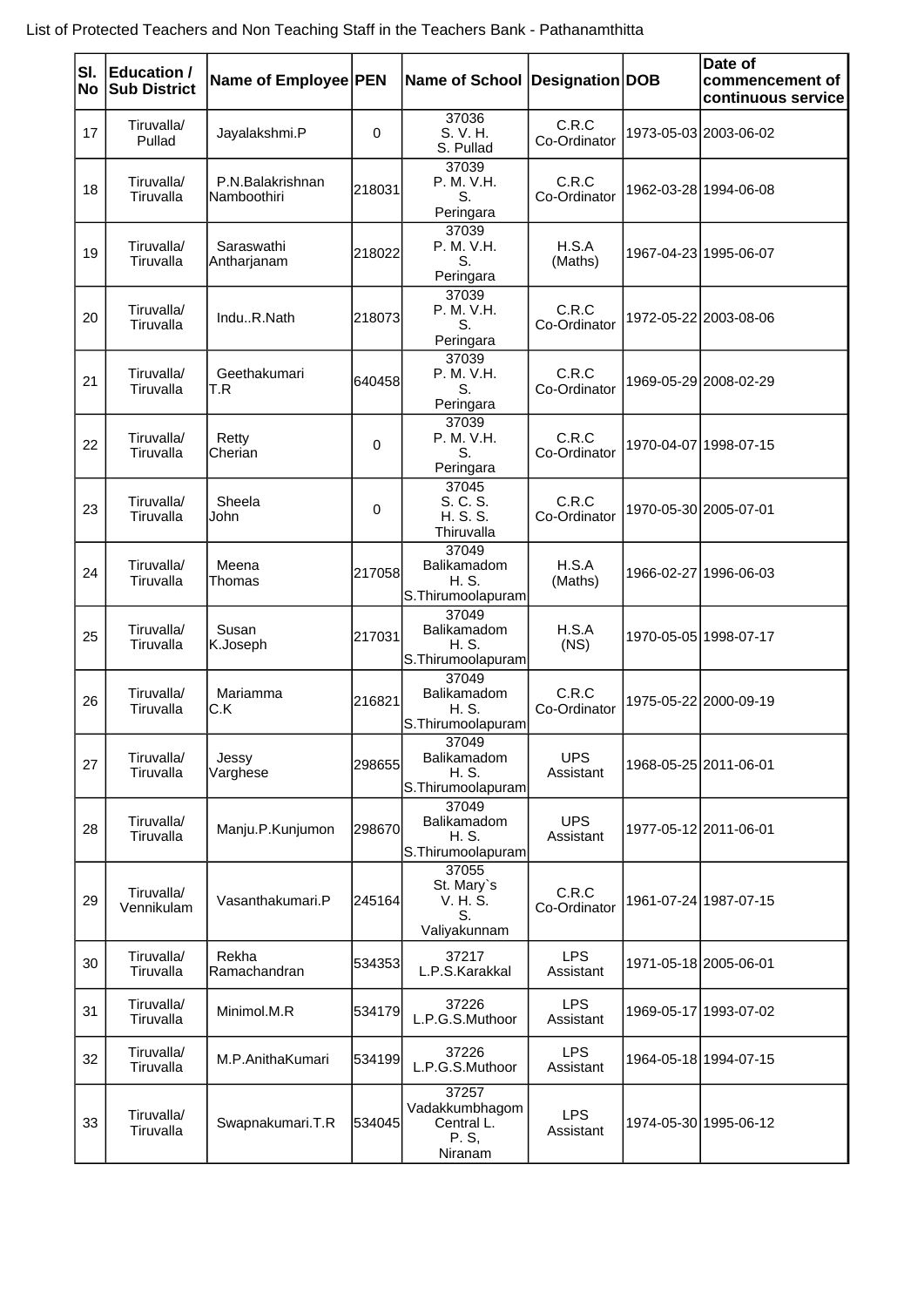List of Protected Teachers and Non Teaching Staff in the Teachers Bank - Pathanamthitta

| Sl. No | Education / Sub District | Name of Employee | PEN | Name of School | Designation | DOB | Date of commencement of continuous service |
|---|---|---|---|---|---|---|---|
| 17 | Tiruvalla/ Pullad | Jayalakshmi.P | 0 | 37036 S. V. H. S. Pullad | C.R.C Co-Ordinator | 1973-05-03 | 2003-06-02 |
| 18 | Tiruvalla/ Tiruvalla | P.N.Balakrishnan Namboothiri | 218031 | 37039 P. M. V.H. S. Peringara | C.R.C Co-Ordinator | 1962-03-28 | 1994-06-08 |
| 19 | Tiruvalla/ Tiruvalla | Saraswathi Antharjanam | 218022 | 37039 P. M. V.H. S. Peringara | H.S.A (Maths) | 1967-04-23 | 1995-06-07 |
| 20 | Tiruvalla/ Tiruvalla | Indu..R.Nath | 218073 | 37039 P. M. V.H. S. Peringara | C.R.C Co-Ordinator | 1972-05-22 | 2003-08-06 |
| 21 | Tiruvalla/ Tiruvalla | Geethakumari T.R | 640458 | 37039 P. M. V.H. S. Peringara | C.R.C Co-Ordinator | 1969-05-29 | 2008-02-29 |
| 22 | Tiruvalla/ Tiruvalla | Retty Cherian | 0 | 37039 P. M. V.H. S. Peringara | C.R.C Co-Ordinator | 1970-04-07 | 1998-07-15 |
| 23 | Tiruvalla/ Tiruvalla | Sheela John | 0 | 37045 S. C. S. H. S. S. Thiruvalla | C.R.C Co-Ordinator | 1970-05-30 | 2005-07-01 |
| 24 | Tiruvalla/ Tiruvalla | Meena Thomas | 217058 | 37049 Balikamadom H. S. S.Thirumoolapuram | H.S.A (Maths) | 1966-02-27 | 1996-06-03 |
| 25 | Tiruvalla/ Tiruvalla | Susan K.Joseph | 217031 | 37049 Balikamadom H. S. S.Thirumoolapuram | H.S.A (NS) | 1970-05-05 | 1998-07-17 |
| 26 | Tiruvalla/ Tiruvalla | Mariamma C.K | 216821 | 37049 Balikamadom H. S. S.Thirumoolapuram | C.R.C Co-Ordinator | 1975-05-22 | 2000-09-19 |
| 27 | Tiruvalla/ Tiruvalla | Jessy Varghese | 298655 | 37049 Balikamadom H. S. S.Thirumoolapuram | UPS Assistant | 1968-05-25 | 2011-06-01 |
| 28 | Tiruvalla/ Tiruvalla | Manju.P.Kunjumon | 298670 | 37049 Balikamadom H. S. S.Thirumoolapuram | UPS Assistant | 1977-05-12 | 2011-06-01 |
| 29 | Tiruvalla/ Vennikulam | Vasanthakumari.P | 245164 | 37055 St. Mary`s V. H. S. S. Valiyakunnam | C.R.C Co-Ordinator | 1961-07-24 | 1987-07-15 |
| 30 | Tiruvalla/ Tiruvalla | Rekha Ramachandran | 534353 | 37217 L.P.S.Karakkal | LPS Assistant | 1971-05-18 | 2005-06-01 |
| 31 | Tiruvalla/ Tiruvalla | Minimol.M.R | 534179 | 37226 L.P.G.S.Muthoor | LPS Assistant | 1969-05-17 | 1993-07-02 |
| 32 | Tiruvalla/ Tiruvalla | M.P.AnithaKumari | 534199 | 37226 L.P.G.S.Muthoor | LPS Assistant | 1964-05-18 | 1994-07-15 |
| 33 | Tiruvalla/ Tiruvalla | Swapnakumari.T.R | 534045 | 37257 Vadakkumbhagom Central L. P. S, Niranam | LPS Assistant | 1974-05-30 | 1995-06-12 |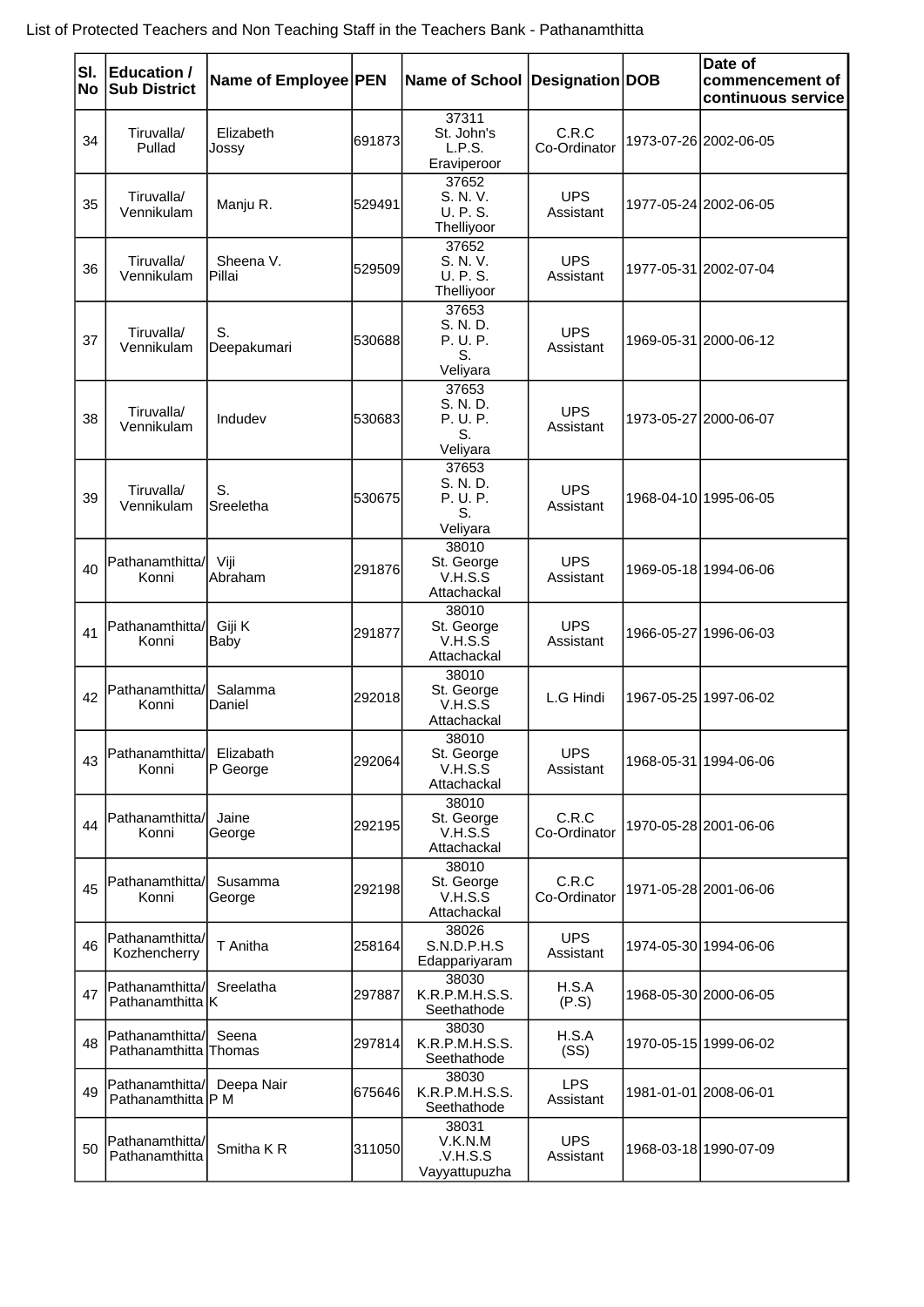List of Protected Teachers and Non Teaching Staff in the Teachers Bank - Pathanamthitta

| Sl. No | Education / Sub District | Name of Employee | PEN | Name of School | Designation | DOB | Date of commencement of continuous service |
|---|---|---|---|---|---|---|---|
| 34 | Tiruvalla/ Pullad | Elizabeth Jossy | 691873 | 37311 St. John's L.P.S. Eraviperoor | C.R.C Co-Ordinator | 1973-07-26 | 2002-06-05 |
| 35 | Tiruvalla/ Vennikulam | Manju R. | 529491 | 37652 S. N. V. U. P. S. Thelliyoor | UPS Assistant | 1977-05-24 | 2002-06-05 |
| 36 | Tiruvalla/ Vennikulam | Sheena V. Pillai | 529509 | 37652 S. N. V. U. P. S. Thelliyoor | UPS Assistant | 1977-05-31 | 2002-07-04 |
| 37 | Tiruvalla/ Vennikulam | S. Deepakumari | 530688 | 37653 S. N. D. P. U. P. S. Veliyara | UPS Assistant | 1969-05-31 | 2000-06-12 |
| 38 | Tiruvalla/ Vennikulam | Indudev | 530683 | 37653 S. N. D. P. U. P. S. Veliyara | UPS Assistant | 1973-05-27 | 2000-06-07 |
| 39 | Tiruvalla/ Vennikulam | S. Sreeletha | 530675 | 37653 S. N. D. P. U. P. S. Veliyara | UPS Assistant | 1968-04-10 | 1995-06-05 |
| 40 | Pathanamthitta/ Konni | Viji Abraham | 291876 | 38010 St. George V.H.S.S Attachackal | UPS Assistant | 1969-05-18 | 1994-06-06 |
| 41 | Pathanamthitta/ Konni | Giji K Baby | 291877 | 38010 St. George V.H.S.S Attachackal | UPS Assistant | 1966-05-27 | 1996-06-03 |
| 42 | Pathanamthitta/ Konni | Salamma Daniel | 292018 | 38010 St. George V.H.S.S Attachackal | L.G Hindi | 1967-05-25 | 1997-06-02 |
| 43 | Pathanamthitta/ Konni | Elizabath P George | 292064 | 38010 St. George V.H.S.S Attachackal | UPS Assistant | 1968-05-31 | 1994-06-06 |
| 44 | Pathanamthitta/ Konni | Jaine George | 292195 | 38010 St. George V.H.S.S Attachackal | C.R.C Co-Ordinator | 1970-05-28 | 2001-06-06 |
| 45 | Pathanamthitta/ Konni | Susamma George | 292198 | 38010 St. George V.H.S.S Attachackal | C.R.C Co-Ordinator | 1971-05-28 | 2001-06-06 |
| 46 | Pathanamthitta/ Kozhencherry | T Anitha | 258164 | 38026 S.N.D.P.H.S Edappariyaram | UPS Assistant | 1974-05-30 | 1994-06-06 |
| 47 | Pathanamthitta/ Pathanamthitta | Sreelatha K | 297887 | 38030 K.R.P.M.H.S.S. Seethathode | H.S.A (P.S) | 1968-05-30 | 2000-06-05 |
| 48 | Pathanamthitta/ Pathanamthitta | Seena Thomas | 297814 | 38030 K.R.P.M.H.S.S. Seethathode | H.S.A (SS) | 1970-05-15 | 1999-06-02 |
| 49 | Pathanamthitta/ Pathanamthitta | Deepa Nair P M | 675646 | 38030 K.R.P.M.H.S.S. Seethathode | LPS Assistant | 1981-01-01 | 2008-06-01 |
| 50 | Pathanamthitta/ Pathanamthitta | Smitha K R | 311050 | 38031 V.K.N.M .V.H.S.S Vayyattupuzha | UPS Assistant | 1968-03-18 | 1990-07-09 |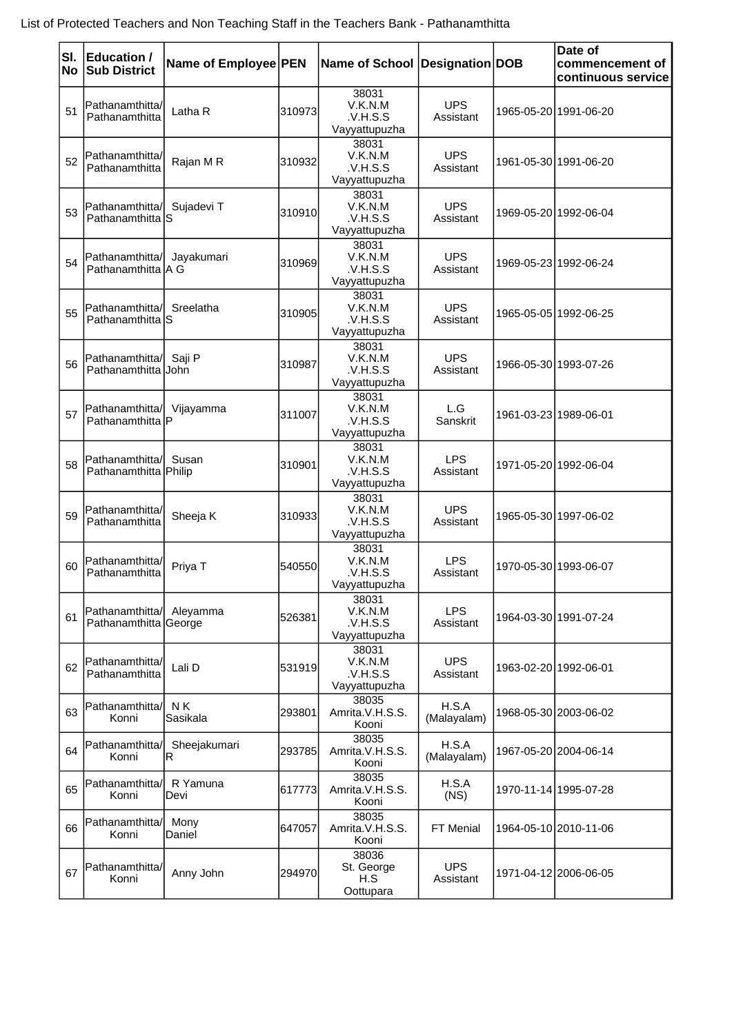List of Protected Teachers and Non Teaching Staff in the Teachers Bank - Pathanamthitta

| Sl. No | Education / Sub District | Name of Employee | PEN | Name of School | Designation | DOB | Date of commencement of continuous service |
|---|---|---|---|---|---|---|---|
| 51 | Pathanamthitta/ Pathanamthitta | Latha R | 310973 | 38031 V.K.N.M .V.H.S.S Vayyattupuzha | UPS Assistant | 1965-05-20 | 1991-06-20 |
| 52 | Pathanamthitta/ Pathanamthitta | Rajan M R | 310932 | 38031 V.K.N.M .V.H.S.S Vayyattupuzha | UPS Assistant | 1961-05-30 | 1991-06-20 |
| 53 | Pathanamthitta/ Pathanamthitta | Sujadevi T S | 310910 | 38031 V.K.N.M .V.H.S.S Vayyattupuzha | UPS Assistant | 1969-05-20 | 1992-06-04 |
| 54 | Pathanamthitta/ Pathanamthitta | Jayakumari A G | 310969 | 38031 V.K.N.M .V.H.S.S Vayyattupuzha | UPS Assistant | 1969-05-23 | 1992-06-24 |
| 55 | Pathanamthitta/ Pathanamthitta | Sreelatha S | 310905 | 38031 V.K.N.M .V.H.S.S Vayyattupuzha | UPS Assistant | 1965-05-05 | 1992-06-25 |
| 56 | Pathanamthitta/ Pathanamthitta | Saji P John | 310987 | 38031 V.K.N.M .V.H.S.S Vayyattupuzha | UPS Assistant | 1966-05-30 | 1993-07-26 |
| 57 | Pathanamthitta/ Pathanamthitta | Vijayamma P | 311007 | 38031 V.K.N.M .V.H.S.S Vayyattupuzha | L.G Sanskrit | 1961-03-23 | 1989-06-01 |
| 58 | Pathanamthitta/ Pathanamthitta | Susan Philip | 310901 | 38031 V.K.N.M .V.H.S.S Vayyattupuzha | LPS Assistant | 1971-05-20 | 1992-06-04 |
| 59 | Pathanamthitta/ Pathanamthitta | Sheeja K | 310933 | 38031 V.K.N.M .V.H.S.S Vayyattupuzha | UPS Assistant | 1965-05-30 | 1997-06-02 |
| 60 | Pathanamthitta/ Pathanamthitta | Priya T | 540550 | 38031 V.K.N.M .V.H.S.S Vayyattupuzha | LPS Assistant | 1970-05-30 | 1993-06-07 |
| 61 | Pathanamthitta/ Pathanamthitta | Aleyamma George | 526381 | 38031 V.K.N.M .V.H.S.S Vayyattupuzha | LPS Assistant | 1964-03-30 | 1991-07-24 |
| 62 | Pathanamthitta/ Pathanamthitta | Lali D | 531919 | 38031 V.K.N.M .V.H.S.S Vayyattupuzha | UPS Assistant | 1963-02-20 | 1992-06-01 |
| 63 | Pathanamthitta/ Konni | N K Sasikala | 293801 | 38035 Amrita.V.H.S.S. Kooni | H.S.A (Malayalam) | 1968-05-30 | 2003-06-02 |
| 64 | Pathanamthitta/ Konni | Sheejakumari R | 293785 | 38035 Amrita.V.H.S.S. Kooni | H.S.A (Malayalam) | 1967-05-20 | 2004-06-14 |
| 65 | Pathanamthitta/ Konni | R Yamuna Devi | 617773 | 38035 Amrita.V.H.S.S. Kooni | H.S.A (NS) | 1970-11-14 | 1995-07-28 |
| 66 | Pathanamthitta/ Konni | Mony Daniel | 647057 | 38035 Amrita.V.H.S.S. Kooni | FT Menial | 1964-05-10 | 2010-11-06 |
| 67 | Pathanamthitta/ Konni | Anny John | 294970 | 38036 St. George H.S Oottupara | UPS Assistant | 1971-04-12 | 2006-06-05 |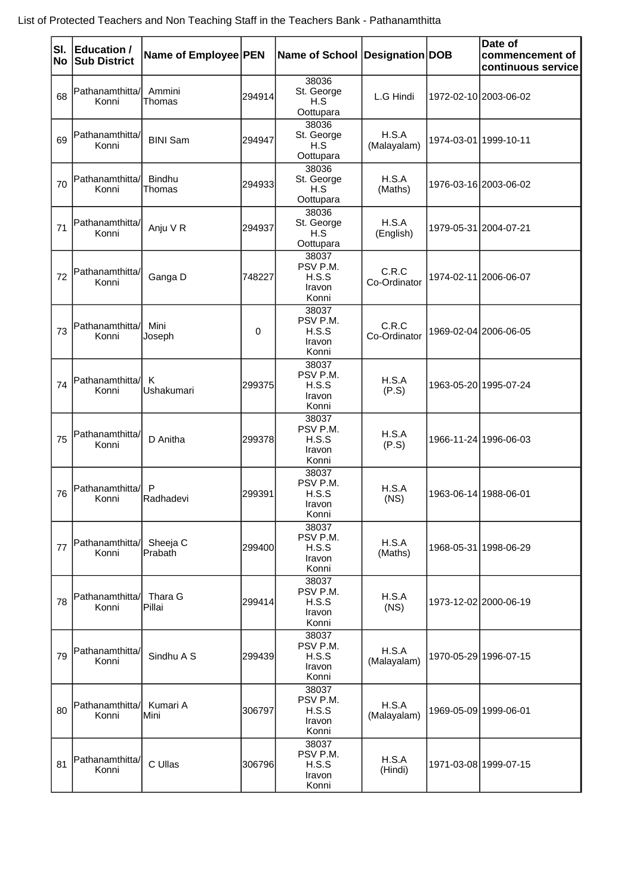List of Protected Teachers and Non Teaching Staff in the Teachers Bank - Pathanamthitta

| Sl. No | Education / Sub District | Name of Employee | PEN | Name of School | Designation | DOB | Date of commencement of continuous service |
|---|---|---|---|---|---|---|---|
| 68 | Pathanamthitta/ Konni | Ammini Thomas | 294914 | 38036 St. George H.S Oottupara | L.G Hindi | 1972-02-10 | 2003-06-02 |
| 69 | Pathanamthitta/ Konni | BINI Sam | 294947 | 38036 St. George H.S Oottupara | H.S.A (Malayalam) | 1974-03-01 | 1999-10-11 |
| 70 | Pathanamthitta/ Konni | Bindhu Thomas | 294933 | 38036 St. George H.S Oottupara | H.S.A (Maths) | 1976-03-16 | 2003-06-02 |
| 71 | Pathanamthitta/ Konni | Anju V R | 294937 | 38036 St. George H.S Oottupara | H.S.A (English) | 1979-05-31 | 2004-07-21 |
| 72 | Pathanamthitta/ Konni | Ganga D | 748227 | 38037 PSV P.M. H.S.S Iravon Konni | C.R.C Co-Ordinator | 1974-02-11 | 2006-06-07 |
| 73 | Pathanamthitta/ Konni | Mini Joseph | 0 | 38037 PSV P.M. H.S.S Iravon Konni | C.R.C Co-Ordinator | 1969-02-04 | 2006-06-05 |
| 74 | Pathanamthitta/ Konni | K Ushakumari | 299375 | 38037 PSV P.M. H.S.S Iravon Konni | H.S.A (P.S) | 1963-05-20 | 1995-07-24 |
| 75 | Pathanamthitta/ Konni | D Anitha | 299378 | 38037 PSV P.M. H.S.S Iravon Konni | H.S.A (P.S) | 1966-11-24 | 1996-06-03 |
| 76 | Pathanamthitta/ Konni | P Radhadevi | 299391 | 38037 PSV P.M. H.S.S Iravon Konni | H.S.A (NS) | 1963-06-14 | 1988-06-01 |
| 77 | Pathanamthitta/ Konni | Sheeja C Prabath | 299400 | 38037 PSV P.M. H.S.S Iravon Konni | H.S.A (Maths) | 1968-05-31 | 1998-06-29 |
| 78 | Pathanamthitta/ Konni | Thara G Pillai | 299414 | 38037 PSV P.M. H.S.S Iravon Konni | H.S.A (NS) | 1973-12-02 | 2000-06-19 |
| 79 | Pathanamthitta/ Konni | Sindhu A S | 299439 | 38037 PSV P.M. H.S.S Iravon Konni | H.S.A (Malayalam) | 1970-05-29 | 1996-07-15 |
| 80 | Pathanamthitta/ Konni | Kumari A Mini | 306797 | 38037 PSV P.M. H.S.S Iravon Konni | H.S.A (Malayalam) | 1969-05-09 | 1999-06-01 |
| 81 | Pathanamthitta/ Konni | C Ullas | 306796 | 38037 PSV P.M. H.S.S Iravon Konni | H.S.A (Hindi) | 1971-03-08 | 1999-07-15 |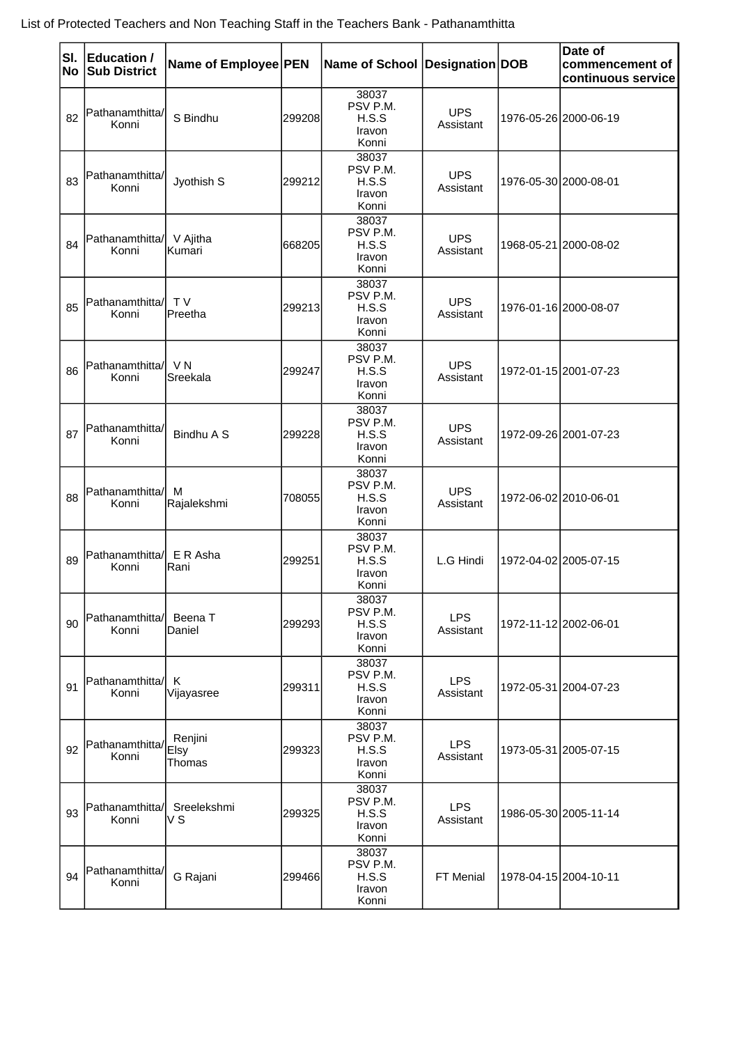List of Protected Teachers and Non Teaching Staff in the Teachers Bank - Pathanamthitta

| Sl. No | Education / Sub District | Name of Employee | PEN | Name of School | Designation | DOB | Date of commencement of continuous service |
|---|---|---|---|---|---|---|---|
| 82 | Pathanamthitta/ Konni | S Bindhu | 299208 | 38037 PSV P.M. H.S.S Iravon Konni | UPS Assistant | 1976-05-26 | 2000-06-19 |
| 83 | Pathanamthitta/ Konni | Jyothish S | 299212 | 38037 PSV P.M. H.S.S Iravon Konni | UPS Assistant | 1976-05-30 | 2000-08-01 |
| 84 | Pathanamthitta/ Konni | V Ajitha Kumari | 668205 | 38037 PSV P.M. H.S.S Iravon Konni | UPS Assistant | 1968-05-21 | 2000-08-02 |
| 85 | Pathanamthitta/ Konni | T V Preetha | 299213 | 38037 PSV P.M. H.S.S Iravon Konni | UPS Assistant | 1976-01-16 | 2000-08-07 |
| 86 | Pathanamthitta/ Konni | V N Sreekala | 299247 | 38037 PSV P.M. H.S.S Iravon Konni | UPS Assistant | 1972-01-15 | 2001-07-23 |
| 87 | Pathanamthitta/ Konni | Bindhu A S | 299228 | 38037 PSV P.M. H.S.S Iravon Konni | UPS Assistant | 1972-09-26 | 2001-07-23 |
| 88 | Pathanamthitta/ Konni | M Rajalekshmi | 708055 | 38037 PSV P.M. H.S.S Iravon Konni | UPS Assistant | 1972-06-02 | 2010-06-01 |
| 89 | Pathanamthitta/ Konni | E R Asha Rani | 299251 | 38037 PSV P.M. H.S.S Iravon Konni | L.G Hindi | 1972-04-02 | 2005-07-15 |
| 90 | Pathanamthitta/ Konni | Beena T Daniel | 299293 | 38037 PSV P.M. H.S.S Iravon Konni | LPS Assistant | 1972-11-12 | 2002-06-01 |
| 91 | Pathanamthitta/ Konni | K Vijayasree | 299311 | 38037 PSV P.M. H.S.S Iravon Konni | LPS Assistant | 1972-05-31 | 2004-07-23 |
| 92 | Pathanamthitta/ Konni | Renjini Elsy Thomas | 299323 | 38037 PSV P.M. H.S.S Iravon Konni | LPS Assistant | 1973-05-31 | 2005-07-15 |
| 93 | Pathanamthitta/ Konni | Sreelekshmi V S | 299325 | 38037 PSV P.M. H.S.S Iravon Konni | LPS Assistant | 1986-05-30 | 2005-11-14 |
| 94 | Pathanamthitta/ Konni | G Rajani | 299466 | 38037 PSV P.M. H.S.S Iravon Konni | FT Menial | 1978-04-15 | 2004-10-11 |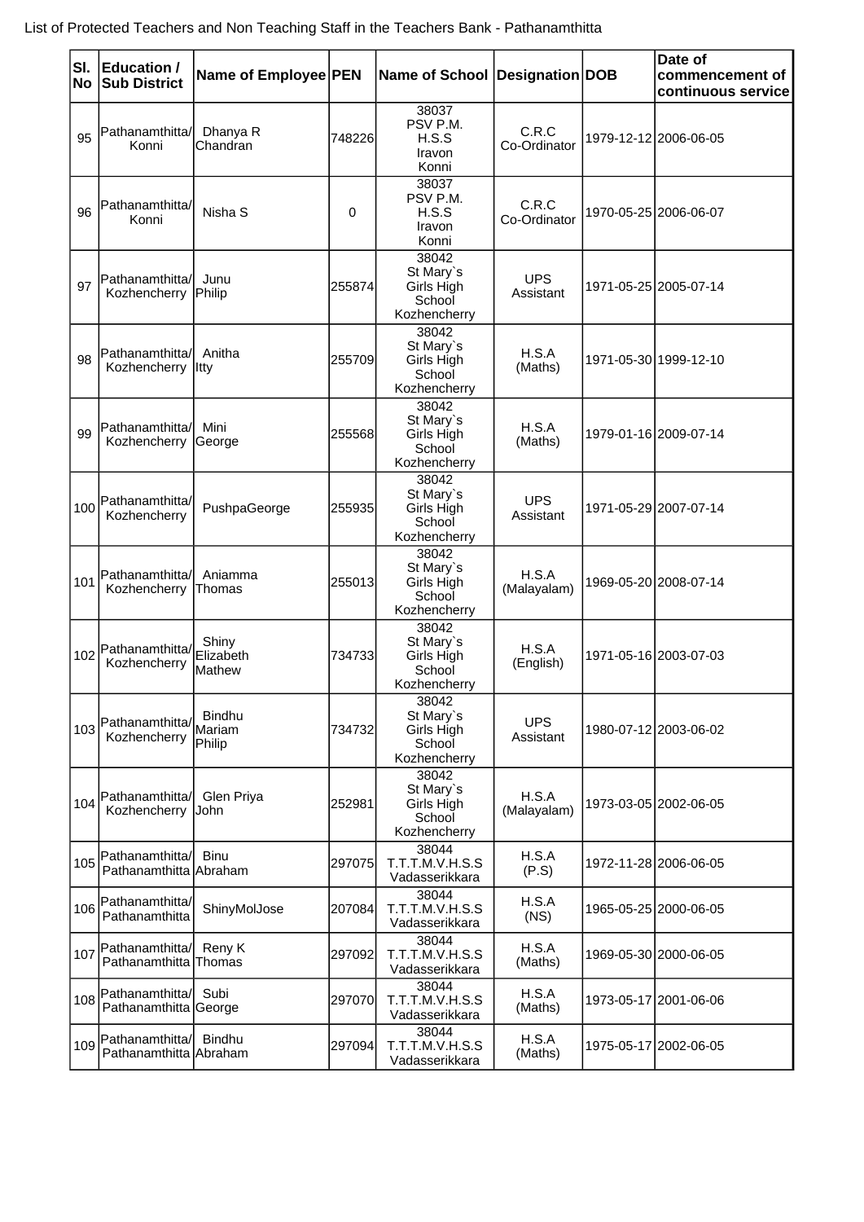List of Protected Teachers and Non Teaching Staff in the Teachers Bank - Pathanamthitta

| Sl. No | Education / Sub District | Name of Employee | PEN | Name of School | Designation | DOB | Date of commencement of continuous service |
|---|---|---|---|---|---|---|---|
| 95 | Pathanamthitta/ Konni | Dhanya R Chandran | 748226 | 38037 PSV P.M. H.S.S Iravon Konni | C.R.C Co-Ordinator | 1979-12-12 | 2006-06-05 |
| 96 | Pathanamthitta/ Konni | Nisha S | 0 | 38037 PSV P.M. H.S.S Iravon Konni | C.R.C Co-Ordinator | 1970-05-25 | 2006-06-07 |
| 97 | Pathanamthitta/ Kozhencherry | Junu Philip | 255874 | 38042 St Mary`s Girls High School Kozhencherry | UPS Assistant | 1971-05-25 | 2005-07-14 |
| 98 | Pathanamthitta/ Kozhencherry | Anitha Itty | 255709 | 38042 St Mary`s Girls High School Kozhencherry | H.S.A (Maths) | 1971-05-30 | 1999-12-10 |
| 99 | Pathanamthitta/ Kozhencherry | Mini George | 255568 | 38042 St Mary`s Girls High School Kozhencherry | H.S.A (Maths) | 1979-01-16 | 2009-07-14 |
| 100 | Pathanamthitta/ Kozhencherry | PushpaGeorge | 255935 | 38042 St Mary`s Girls High School Kozhencherry | UPS Assistant | 1971-05-29 | 2007-07-14 |
| 101 | Pathanamthitta/ Kozhencherry | Aniamma Thomas | 255013 | 38042 St Mary`s Girls High School Kozhencherry | H.S.A (Malayalam) | 1969-05-20 | 2008-07-14 |
| 102 | Pathanamthitta/ Kozhencherry | Shiny Elizabeth Mathew | 734733 | 38042 St Mary`s Girls High School Kozhencherry | H.S.A (English) | 1971-05-16 | 2003-07-03 |
| 103 | Pathanamthitta/ Kozhencherry | Bindhu Mariam Philip | 734732 | 38042 St Mary`s Girls High School Kozhencherry | UPS Assistant | 1980-07-12 | 2003-06-02 |
| 104 | Pathanamthitta/ Kozhencherry | Glen Priya John | 252981 | 38042 St Mary`s Girls High School Kozhencherry | H.S.A (Malayalam) | 1973-03-05 | 2002-06-05 |
| 105 | Pathanamthitta/ Pathanamthitta | Binu Abraham | 297075 | 38044 T.T.T.M.V.H.S.S Vadasserikkara | H.S.A (P.S) | 1972-11-28 | 2006-06-05 |
| 106 | Pathanamthitta/ Pathanamthitta | ShinyMolJose | 207084 | 38044 T.T.T.M.V.H.S.S Vadasserikkara | H.S.A (NS) | 1965-05-25 | 2000-06-05 |
| 107 | Pathanamthitta/ Pathanamthitta | Reny K Thomas | 297092 | 38044 T.T.T.M.V.H.S.S Vadasserikkara | H.S.A (Maths) | 1969-05-30 | 2000-06-05 |
| 108 | Pathanamthitta/ Pathanamthitta | Subi George | 297070 | 38044 T.T.T.M.V.H.S.S Vadasserikkara | H.S.A (Maths) | 1973-05-17 | 2001-06-06 |
| 109 | Pathanamthitta/ Pathanamthitta | Bindhu Abraham | 297094 | 38044 T.T.T.M.V.H.S.S Vadasserikkara | H.S.A (Maths) | 1975-05-17 | 2002-06-05 |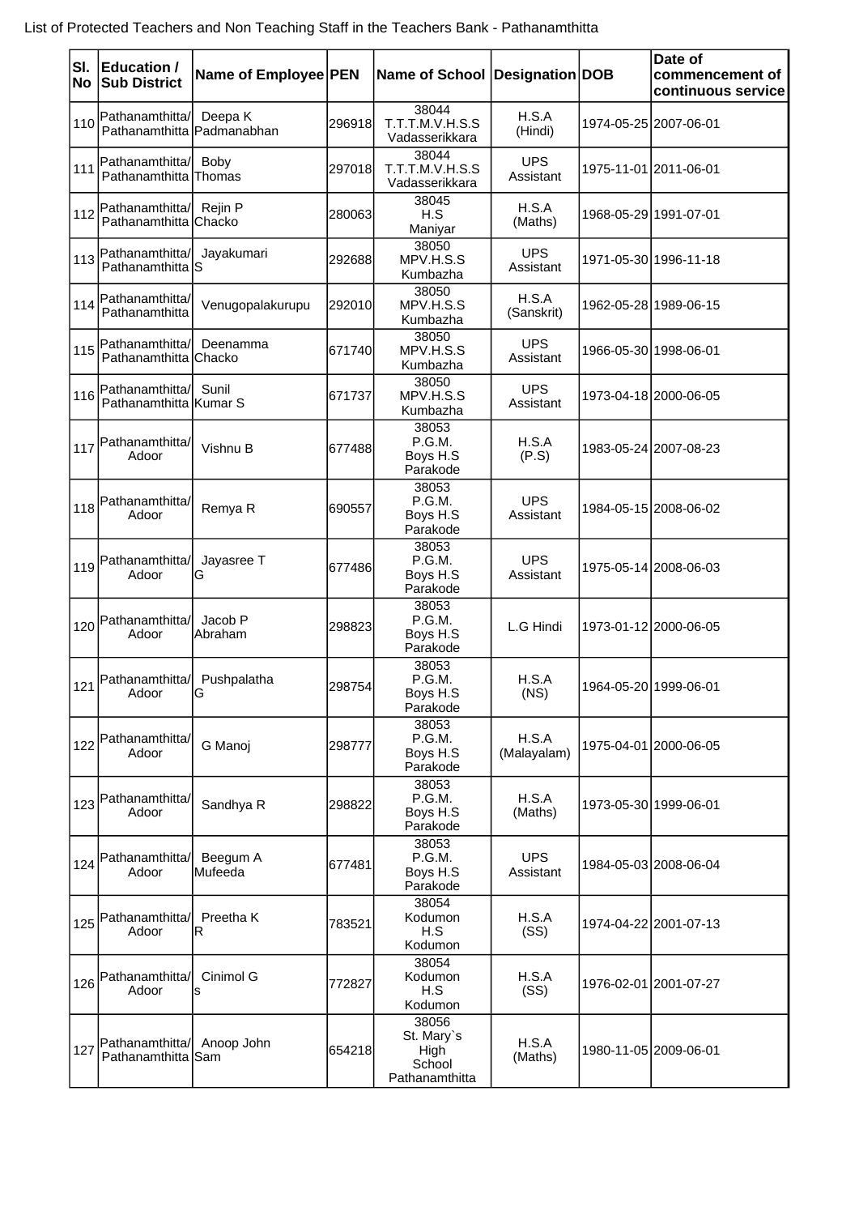List of Protected Teachers and Non Teaching Staff in the Teachers Bank - Pathanamthitta

| Sl. No | Education / Sub District | Name of Employee | PEN | Name of School | Designation | DOB | Date of commencement of continuous service |
|---|---|---|---|---|---|---|---|
| 110 | Pathanamthitta/ Pathanamthitta | Deepa K Padmanabhan | 296918 | 38044 T.T.T.M.V.H.S.S Vadasserikkara | H.S.A (Hindi) | 1974-05-25 | 2007-06-01 |
| 111 | Pathanamthitta/ Pathanamthitta | Boby Thomas | 297018 | 38044 T.T.T.M.V.H.S.S Vadasserikkara | UPS Assistant | 1975-11-01 | 2011-06-01 |
| 112 | Pathanamthitta/ Pathanamthitta | Rejin P Chacko | 280063 | 38045 H.S Maniyar | H.S.A (Maths) | 1968-05-29 | 1991-07-01 |
| 113 | Pathanamthitta/ Pathanamthitta | Jayakumari S | 292688 | 38050 MPV.H.S.S Kumbazha | UPS Assistant | 1971-05-30 | 1996-11-18 |
| 114 | Pathanamthitta/ Pathanamthitta | Venugopalakurupu | 292010 | 38050 MPV.H.S.S Kumbazha | H.S.A (Sanskrit) | 1962-05-28 | 1989-06-15 |
| 115 | Pathanamthitta/ Pathanamthitta | Deenamma Chacko | 671740 | 38050 MPV.H.S.S Kumbazha | UPS Assistant | 1966-05-30 | 1998-06-01 |
| 116 | Pathanamthitta/ Pathanamthitta | Sunil Kumar S | 671737 | 38050 MPV.H.S.S Kumbazha | UPS Assistant | 1973-04-18 | 2000-06-05 |
| 117 | Pathanamthitta/ Adoor | Vishnu B | 677488 | 38053 P.G.M. Boys H.S Parakode | H.S.A (P.S) | 1983-05-24 | 2007-08-23 |
| 118 | Pathanamthitta/ Adoor | Remya R | 690557 | 38053 P.G.M. Boys H.S Parakode | UPS Assistant | 1984-05-15 | 2008-06-02 |
| 119 | Pathanamthitta/ Adoor | Jayasree T G | 677486 | 38053 P.G.M. Boys H.S Parakode | UPS Assistant | 1975-05-14 | 2008-06-03 |
| 120 | Pathanamthitta/ Adoor | Jacob P Abraham | 298823 | 38053 P.G.M. Boys H.S Parakode | L.G Hindi | 1973-01-12 | 2000-06-05 |
| 121 | Pathanamthitta/ Adoor | Pushpalatha G | 298754 | 38053 P.G.M. Boys H.S Parakode | H.S.A (NS) | 1964-05-20 | 1999-06-01 |
| 122 | Pathanamthitta/ Adoor | G Manoj | 298777 | 38053 P.G.M. Boys H.S Parakode | H.S.A (Malayalam) | 1975-04-01 | 2000-06-05 |
| 123 | Pathanamthitta/ Adoor | Sandhya R | 298822 | 38053 P.G.M. Boys H.S Parakode | H.S.A (Maths) | 1973-05-30 | 1999-06-01 |
| 124 | Pathanamthitta/ Adoor | Beegum A Mufeeda | 677481 | 38053 P.G.M. Boys H.S Parakode | UPS Assistant | 1984-05-03 | 2008-06-04 |
| 125 | Pathanamthitta/ Adoor | Preetha K R | 783521 | 38054 Kodumon H.S Kodumon | H.S.A (SS) | 1974-04-22 | 2001-07-13 |
| 126 | Pathanamthitta/ Adoor | Cinimol G s | 772827 | 38054 Kodumon H.S Kodumon | H.S.A (SS) | 1976-02-01 | 2001-07-27 |
| 127 | Pathanamthitta/ Pathanamthitta | Anoop John Sam | 654218 | 38056 St. Mary`s High School Pathanamthitta | H.S.A (Maths) | 1980-11-05 | 2009-06-01 |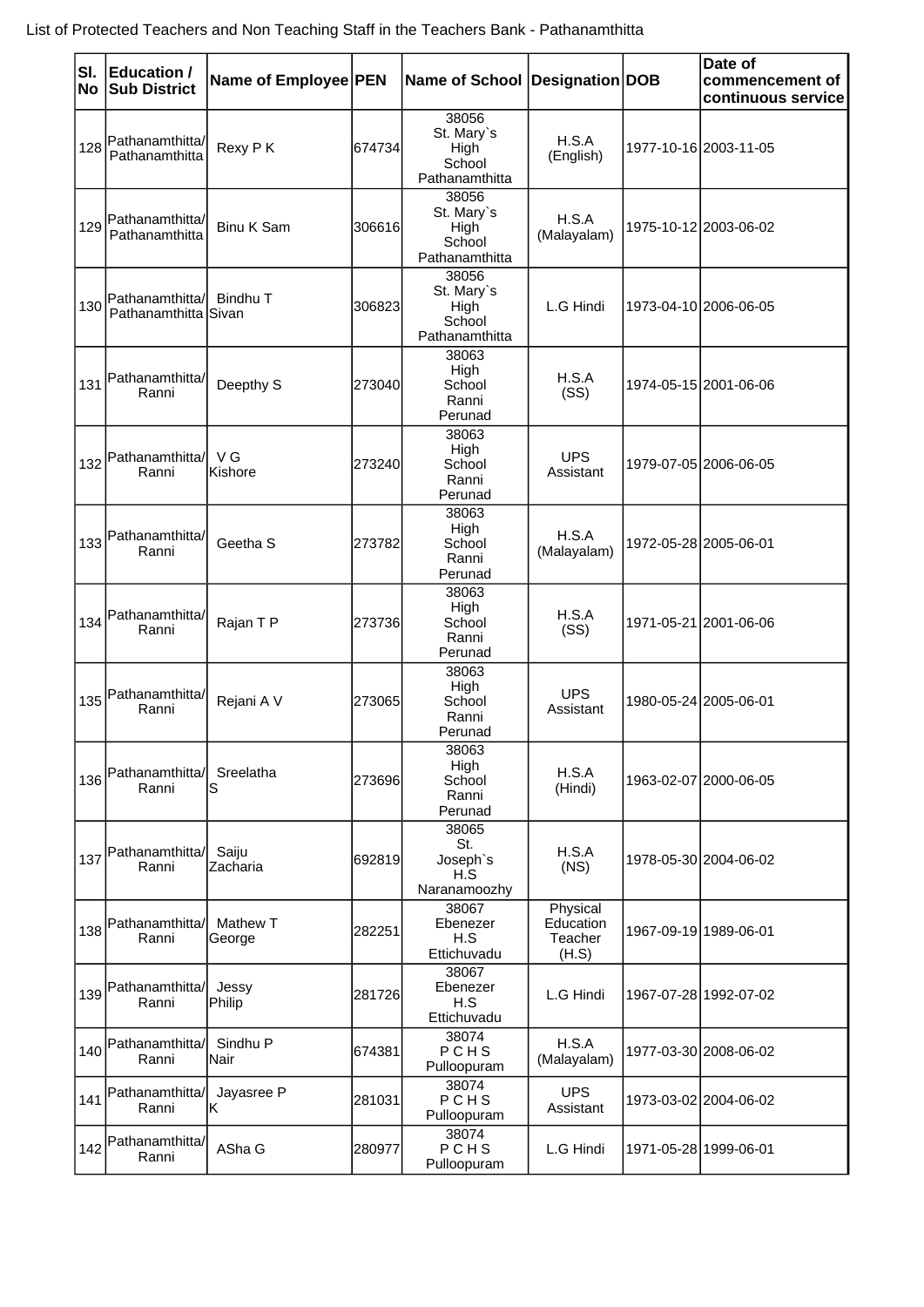List of Protected Teachers and Non Teaching Staff in the Teachers Bank - Pathanamthitta

| Sl. No | Education / Sub District | Name of Employee | PEN | Name of School | Designation | DOB | Date of commencement of continuous service |
|---|---|---|---|---|---|---|---|
| 128 | Pathanamthitta/ Pathanamthitta | Rexy P K | 674734 | 38056 St. Mary`s High School Pathanamthitta | H.S.A (English) | 1977-10-16 | 2003-11-05 |
| 129 | Pathanamthitta/ Pathanamthitta | Binu K Sam | 306616 | 38056 St. Mary`s High School Pathanamthitta | H.S.A (Malayalam) | 1975-10-12 | 2003-06-02 |
| 130 | Pathanamthitta/ Pathanamthitta | Bindhu T Sivan | 306823 | 38056 St. Mary`s High School Pathanamthitta | L.G Hindi | 1973-04-10 | 2006-06-05 |
| 131 | Pathanamthitta/ Ranni | Deepthy S | 273040 | 38063 High School Ranni Perunad | H.S.A (SS) | 1974-05-15 | 2001-06-06 |
| 132 | Pathanamthitta/ Ranni | V G Kishore | 273240 | 38063 High School Ranni Perunad | UPS Assistant | 1979-07-05 | 2006-06-05 |
| 133 | Pathanamthitta/ Ranni | Geetha S | 273782 | 38063 High School Ranni Perunad | H.S.A (Malayalam) | 1972-05-28 | 2005-06-01 |
| 134 | Pathanamthitta/ Ranni | Rajan T P | 273736 | 38063 High School Ranni Perunad | H.S.A (SS) | 1971-05-21 | 2001-06-06 |
| 135 | Pathanamthitta/ Ranni | Rejani A V | 273065 | 38063 High School Ranni Perunad | UPS Assistant | 1980-05-24 | 2005-06-01 |
| 136 | Pathanamthitta/ Ranni | Sreelatha S | 273696 | 38063 High School Ranni Perunad | H.S.A (Hindi) | 1963-02-07 | 2000-06-05 |
| 137 | Pathanamthitta/ Ranni | Saiju Zacharia | 692819 | 38065 St. Joseph`s H.S Naranamoozhy | H.S.A (NS) | 1978-05-30 | 2004-06-02 |
| 138 | Pathanamthitta/ Ranni | Mathew T George | 282251 | 38067 Ebenezer H.S Ettichuvadu | Physical Education Teacher (H.S) | 1967-09-19 | 1989-06-01 |
| 139 | Pathanamthitta/ Ranni | Jessy Philip | 281726 | 38067 Ebenezer H.S Ettichuvadu | L.G Hindi | 1967-07-28 | 1992-07-02 |
| 140 | Pathanamthitta/ Ranni | Sindhu P Nair | 674381 | 38074 P C H S Pulloopuram | H.S.A (Malayalam) | 1977-03-30 | 2008-06-02 |
| 141 | Pathanamthitta/ Ranni | Jayasree P K | 281031 | 38074 P C H S Pulloopuram | UPS Assistant | 1973-03-02 | 2004-06-02 |
| 142 | Pathanamthitta/ Ranni | ASha G | 280977 | 38074 P C H S Pulloopuram | L.G Hindi | 1971-05-28 | 1999-06-01 |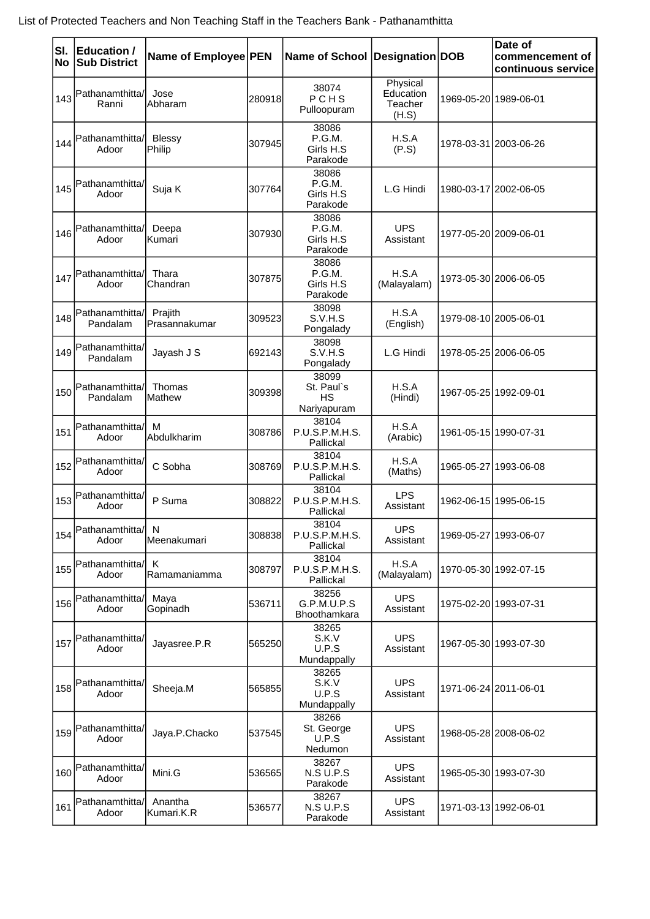List of Protected Teachers and Non Teaching Staff in the Teachers Bank - Pathanamthitta

| Sl. No | Education / Sub District | Name of Employee | PEN | Name of School | Designation | DOB | Date of commencement of continuous service |
|---|---|---|---|---|---|---|---|
| 143 | Pathanamthitta/ Ranni | Jose Abharam | 280918 | 38074 P C H S Pulloopuram | Physical Education Teacher (H.S) | 1969-05-20 | 1989-06-01 |
| 144 | Pathanamthitta/ Adoor | Blessy Philip | 307945 | 38086 P.G.M. Girls H.S Parakode | H.S.A (P.S) | 1978-03-31 | 2003-06-26 |
| 145 | Pathanamthitta/ Adoor | Suja K | 307764 | 38086 P.G.M. Girls H.S Parakode | L.G Hindi | 1980-03-17 | 2002-06-05 |
| 146 | Pathanamthitta/ Adoor | Deepa Kumari | 307930 | 38086 P.G.M. Girls H.S Parakode | UPS Assistant | 1977-05-20 | 2009-06-01 |
| 147 | Pathanamthitta/ Adoor | Thara Chandran | 307875 | 38086 P.G.M. Girls H.S Parakode | H.S.A (Malayalam) | 1973-05-30 | 2006-06-05 |
| 148 | Pathanamthitta/ Pandalam | Prajith Prasannakumar | 309523 | 38098 S.V.H.S Pongalady | H.S.A (English) | 1979-08-10 | 2005-06-01 |
| 149 | Pathanamthitta/ Pandalam | Jayash J S | 692143 | 38098 S.V.H.S Pongalady | L.G Hindi | 1978-05-25 | 2006-06-05 |
| 150 | Pathanamthitta/ Pandalam | Thomas Mathew | 309398 | 38099 St. Paul`s HS Nariyapuram | H.S.A (Hindi) | 1967-05-25 | 1992-09-01 |
| 151 | Pathanamthitta/ Adoor | M Abdulkharim | 308786 | 38104 P.U.S.P.M.H.S. Pallickal | H.S.A (Arabic) | 1961-05-15 | 1990-07-31 |
| 152 | Pathanamthitta/ Adoor | C Sobha | 308769 | 38104 P.U.S.P.M.H.S. Pallickal | H.S.A (Maths) | 1965-05-27 | 1993-06-08 |
| 153 | Pathanamthitta/ Adoor | P Suma | 308822 | 38104 P.U.S.P.M.H.S. Pallickal | LPS Assistant | 1962-06-15 | 1995-06-15 |
| 154 | Pathanamthitta/ Adoor | N Meenakumari | 308838 | 38104 P.U.S.P.M.H.S. Pallickal | UPS Assistant | 1969-05-27 | 1993-06-07 |
| 155 | Pathanamthitta/ Adoor | K Ramamaniamma | 308797 | 38104 P.U.S.P.M.H.S. Pallickal | H.S.A (Malayalam) | 1970-05-30 | 1992-07-15 |
| 156 | Pathanamthitta/ Adoor | Maya Gopinadh | 536711 | 38256 G.P.M.U.P.S Bhoothamkara | UPS Assistant | 1975-02-20 | 1993-07-31 |
| 157 | Pathanamthitta/ Adoor | Jayasree.P.R | 565250 | 38265 S.K.V U.P.S Mundappally | UPS Assistant | 1967-05-30 | 1993-07-30 |
| 158 | Pathanamthitta/ Adoor | Sheeja.M | 565855 | 38265 S.K.V U.P.S Mundappally | UPS Assistant | 1971-06-24 | 2011-06-01 |
| 159 | Pathanamthitta/ Adoor | Jaya.P.Chacko | 537545 | 38266 St. George U.P.S Nedumon | UPS Assistant | 1968-05-28 | 2008-06-02 |
| 160 | Pathanamthitta/ Adoor | Mini.G | 536565 | 38267 N.S U.P.S Parakode | UPS Assistant | 1965-05-30 | 1993-07-30 |
| 161 | Pathanamthitta/ Adoor | Anantha Kumari.K.R | 536577 | 38267 N.S U.P.S Parakode | UPS Assistant | 1971-03-13 | 1992-06-01 |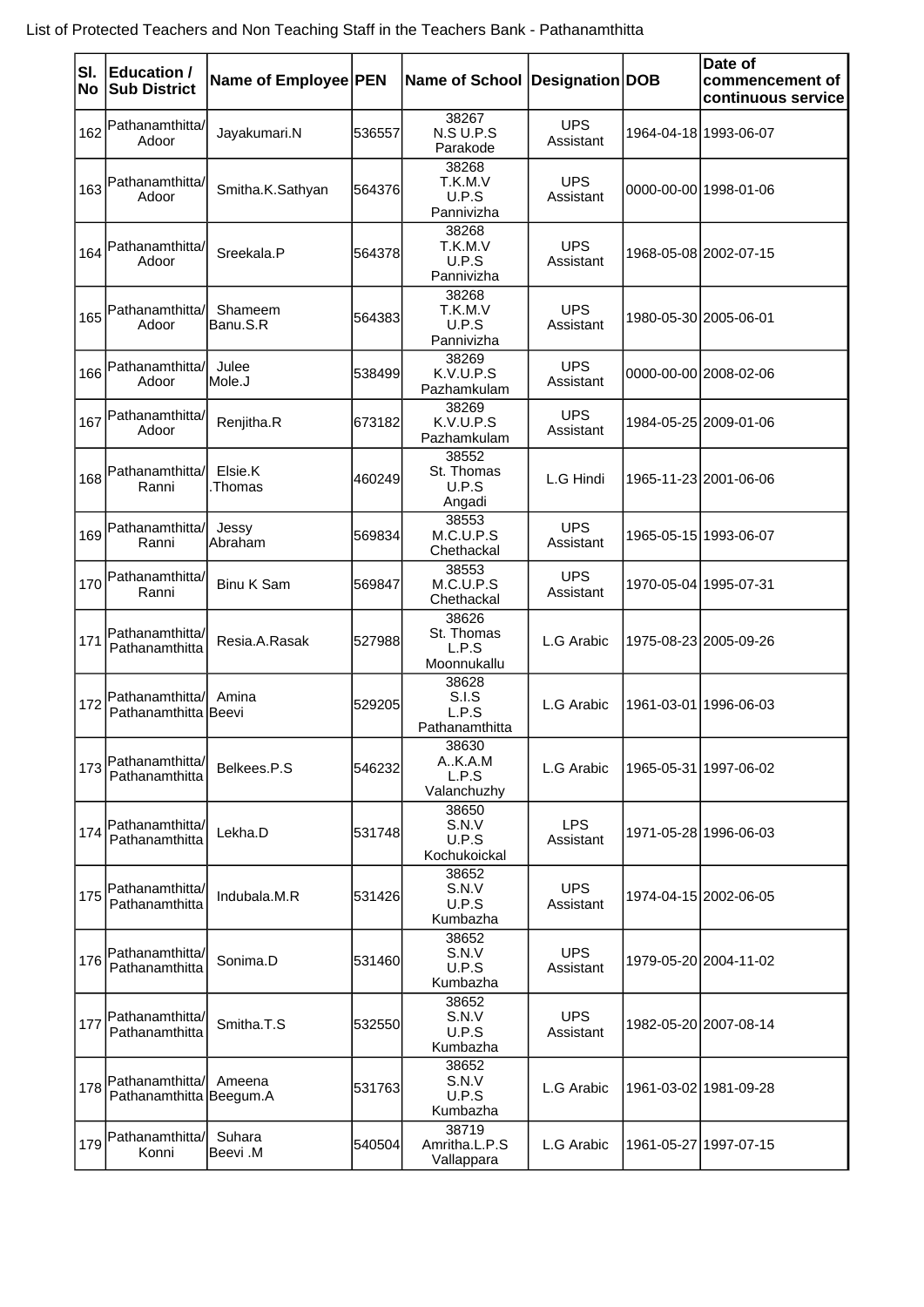List of Protected Teachers and Non Teaching Staff in the Teachers Bank - Pathanamthitta

| Sl. No | Education / Sub District | Name of Employee | PEN | Name of School | Designation | DOB | Date of commencement of continuous service |
|---|---|---|---|---|---|---|---|
| 162 | Pathanamthitta/ Adoor | Jayakumari.N | 536557 | 38267 N.S U.P.S Parakode | UPS Assistant | 1964-04-18 | 1993-06-07 |
| 163 | Pathanamthitta/ Adoor | Smitha.K.Sathyan | 564376 | 38268 T.K.M.V U.P.S Pannivizha | UPS Assistant | 0000-00-00 | 1998-01-06 |
| 164 | Pathanamthitta/ Adoor | Sreekala.P | 564378 | 38268 T.K.M.V U.P.S Pannivizha | UPS Assistant | 1968-05-08 | 2002-07-15 |
| 165 | Pathanamthitta/ Adoor | Shameem Banu.S.R | 564383 | 38268 T.K.M.V U.P.S Pannivizha | UPS Assistant | 1980-05-30 | 2005-06-01 |
| 166 | Pathanamthitta/ Adoor | Julee Mole.J | 538499 | 38269 K.V.U.P.S Pazhamkulam | UPS Assistant | 0000-00-00 | 2008-02-06 |
| 167 | Pathanamthitta/ Adoor | Renjitha.R | 673182 | 38269 K.V.U.P.S Pazhamkulam | UPS Assistant | 1984-05-25 | 2009-01-06 |
| 168 | Pathanamthitta/ Ranni | Elsie.K .Thomas | 460249 | 38552 St. Thomas U.P.S Angadi | L.G Hindi | 1965-11-23 | 2001-06-06 |
| 169 | Pathanamthitta/ Ranni | Jessy Abraham | 569834 | 38553 M.C.U.P.S Chethackal | UPS Assistant | 1965-05-15 | 1993-06-07 |
| 170 | Pathanamthitta/ Ranni | Binu K Sam | 569847 | 38553 M.C.U.P.S Chethackal | UPS Assistant | 1970-05-04 | 1995-07-31 |
| 171 | Pathanamthitta/ Pathanamthitta | Resia.A.Rasak | 527988 | 38626 St. Thomas L.P.S Moonnukallu | L.G Arabic | 1975-08-23 | 2005-09-26 |
| 172 | Pathanamthitta/ Pathanamthitta | Amina Beevi | 529205 | 38628 S.I.S L.P.S Pathanamthitta | L.G Arabic | 1961-03-01 | 1996-06-03 |
| 173 | Pathanamthitta/ Pathanamthitta | Belkees.P.S | 546232 | 38630 A..K.A.M L.P.S Valanchuzhy | L.G Arabic | 1965-05-31 | 1997-06-02 |
| 174 | Pathanamthitta/ Pathanamthitta | Lekha.D | 531748 | 38650 S.N.V U.P.S Kochukoickal | LPS Assistant | 1971-05-28 | 1996-06-03 |
| 175 | Pathanamthitta/ Pathanamthitta | Indubala.M.R | 531426 | 38652 S.N.V U.P.S Kumbazha | UPS Assistant | 1974-04-15 | 2002-06-05 |
| 176 | Pathanamthitta/ Pathanamthitta | Sonima.D | 531460 | 38652 S.N.V U.P.S Kumbazha | UPS Assistant | 1979-05-20 | 2004-11-02 |
| 177 | Pathanamthitta/ Pathanamthitta | Smitha.T.S | 532550 | 38652 S.N.V U.P.S Kumbazha | UPS Assistant | 1982-05-20 | 2007-08-14 |
| 178 | Pathanamthitta/ Pathanamthitta | Ameena Beegum.A | 531763 | 38652 S.N.V U.P.S Kumbazha | L.G Arabic | 1961-03-02 | 1981-09-28 |
| 179 | Pathanamthitta/ Konni | Suhara Beevi .M | 540504 | 38719 Amritha.L.P.S Vallappara | L.G Arabic | 1961-05-27 | 1997-07-15 |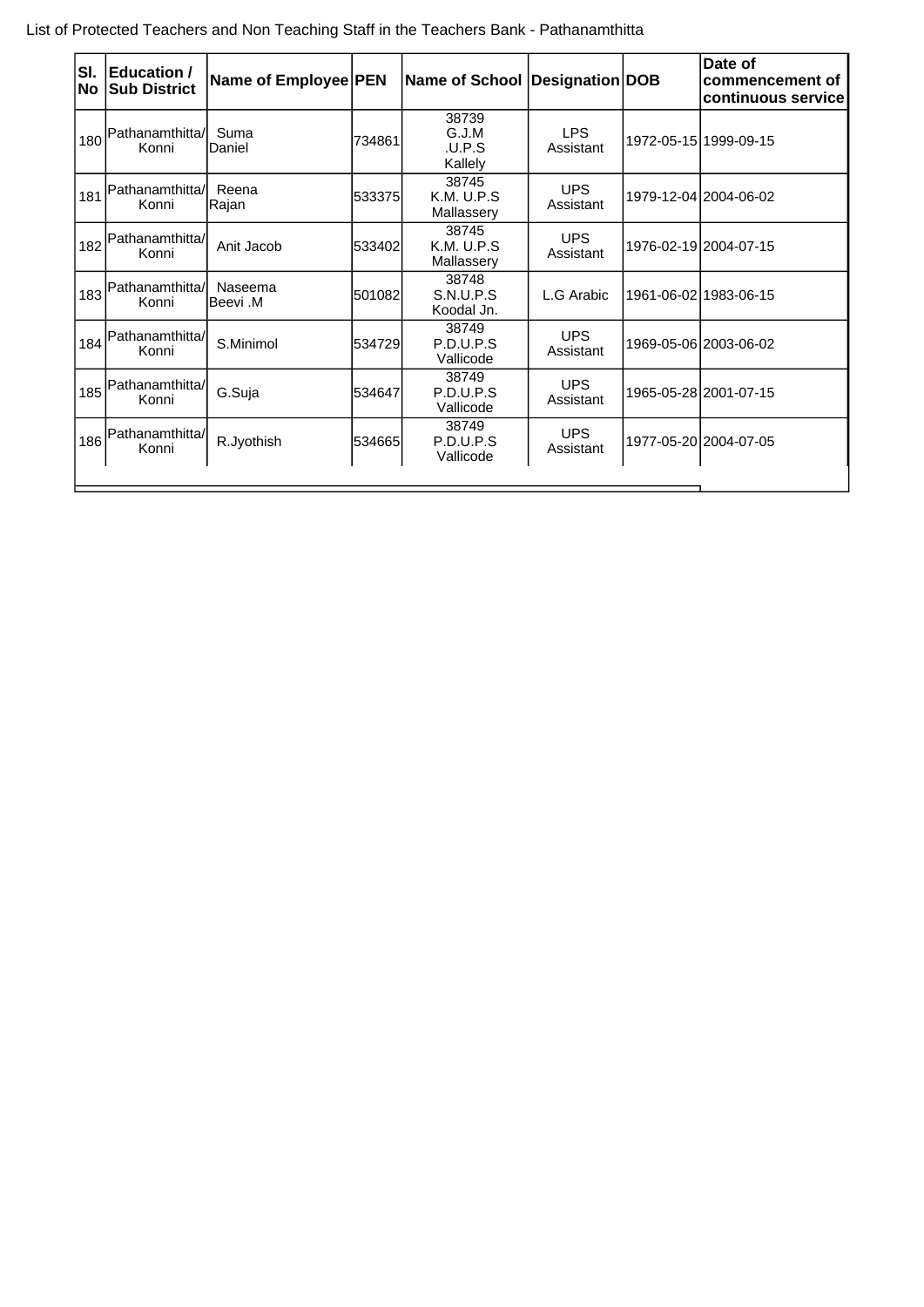List of Protected Teachers and Non Teaching Staff in the Teachers Bank - Pathanamthitta

| Sl. No | Education / Sub District | Name of Employee | PEN | Name of School | Designation | DOB | Date of commencement of continuous service |
|---|---|---|---|---|---|---|---|
| 180 | Pathanamthitta/ Konni | Suma Daniel | 734861 | 38739 G.J.M .U.P.S Kallely | LPS Assistant | 1972-05-15 | 1999-09-15 |
| 181 | Pathanamthitta/ Konni | Reena Rajan | 533375 | 38745 K.M. U.P.S Mallassery | UPS Assistant | 1979-12-04 | 2004-06-02 |
| 182 | Pathanamthitta/ Konni | Anit Jacob | 533402 | 38745 K.M. U.P.S Mallassery | UPS Assistant | 1976-02-19 | 2004-07-15 |
| 183 | Pathanamthitta/ Konni | Naseema Beevi .M | 501082 | 38748 S.N.U.P.S Koodal Jn. | L.G Arabic | 1961-06-02 | 1983-06-15 |
| 184 | Pathanamthitta/ Konni | S.Minimol | 534729 | 38749 P.D.U.P.S Vallicode | UPS Assistant | 1969-05-06 | 2003-06-02 |
| 185 | Pathanamthitta/ Konni | G.Suja | 534647 | 38749 P.D.U.P.S Vallicode | UPS Assistant | 1965-05-28 | 2001-07-15 |
| 186 | Pathanamthitta/ Konni | R.Jyothish | 534665 | 38749 P.D.U.P.S Vallicode | UPS Assistant | 1977-05-20 | 2004-07-05 |